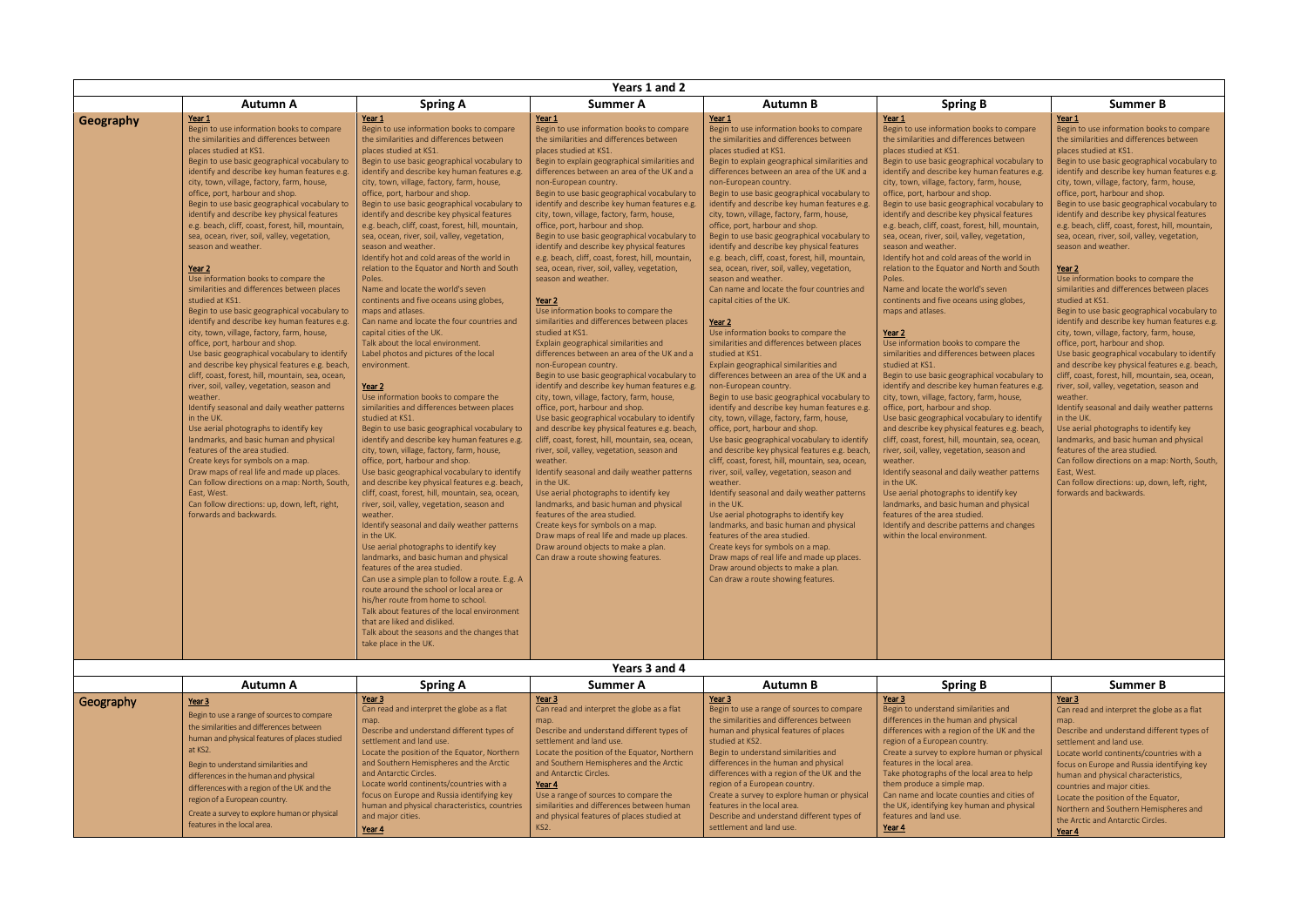## Years 1 and 2

| | Autumn A | Spring A | Summer A | Autumn B | Spring B | Summer B |
|---|---|---|---|---|---|---|
| **Geography** | **Year 1**<br>Begin to use information books to compare the similarities and differences between places studied at KS1.<br>Begin to use basic geographical vocabulary to identify and describe key human features e.g. city, town, village, factory, farm, house, office, port, harbour and shop.<br>Begin to use basic geographical vocabulary to identify and describe key physical features e.g. beach, cliff, coast, forest, hill, mountain, sea, ocean, river, soil, valley, vegetation, season and weather.<br><br>**Year 2**<br>Use information books to compare the similarities and differences between places studied at KS1.<br>Begin to use basic geographical vocabulary to identify and describe key human features e.g. city, town, village, factory, farm, house, office, port, harbour and shop.<br>Use basic geographical vocabulary to identify and describe key physical features e.g. beach, cliff, coast, forest, hill, mountain, sea, ocean, river, soil, valley, vegetation, season and weather.<br>Identify seasonal and daily weather patterns in the UK.<br>Use aerial photographs to identify key landmarks, and basic human and physical features of the area studied.<br>Create keys for symbols on a map.<br>Draw maps of real life and made up places.<br>Can follow directions on a map: North, South, East, West.<br>Can follow directions: up, down, left, right, forwards and backwards. | **Year 1**<br>Begin to use information books to compare the similarities and differences between places studied at KS1.<br>Begin to use basic geographical vocabulary to identify and describe key human features e.g. city, town, village, factory, farm, house, office, port, harbour and shop.<br>Begin to use basic geographical vocabulary to identify and describe key physical features e.g. beach, cliff, coast, forest, hill, mountain, sea, ocean, river, soil, valley, vegetation, season and weather.<br>Identify hot and cold areas of the world in relation to the Equator and North and South Poles.<br>Name and locate the world's seven continents and five oceans using globes, maps and atlases.<br>Can name and locate the four countries and capital cities of the UK.<br>Talk about the local environment.<br>Label photos and pictures of the local environment.<br><br>**Year 2**<br>Use information books to compare the similarities and differences between places studied at KS1.<br>Begin to use basic geographical vocabulary to identify and describe key human features e.g. city, town, village, factory, farm, house, office, port, harbour and shop.<br>Use basic geographical vocabulary to identify and describe key physical features e.g. beach, cliff, coast, forest, hill, mountain, sea, ocean, river, soil, valley, vegetation, season and weather.<br>Identify seasonal and daily weather patterns in the UK.<br>Use aerial photographs to identify key landmarks, and basic human and physical features of the area studied.<br>Can use a simple plan to follow a route. E.g. A route around the school or local area or his/her route from home to school.<br>Talk about features of the local environment that are liked and disliked.<br>Talk about the seasons and the changes that take place in the UK. | **Year 1**<br>Begin to use information books to compare the similarities and differences between places studied at KS1.<br>Begin to explain geographical similarities and differences between an area of the UK and a non-European country.<br>Begin to use basic geographical vocabulary to identify and describe key human features e.g. city, town, village, factory, farm, house, office, port, harbour and shop.<br>Begin to use basic geographical vocabulary to identify and describe key physical features e.g. beach, cliff, coast, forest, hill, mountain, sea, ocean, river, soil, valley, vegetation, season and weather.<br><br>**Year 2**<br>Use information books to compare the similarities and differences between places studied at KS1.<br>Explain geographical similarities and differences between an area of the UK and a non-European country.<br>Begin to use basic geographical vocabulary to identify and describe key human features e.g. city, town, village, factory, farm, house, office, port, harbour and shop.<br>Use basic geographical vocabulary to identify and describe key physical features e.g. beach, cliff, coast, forest, hill, mountain, sea, ocean, river, soil, valley, vegetation, season and weather.<br>Identify seasonal and daily weather patterns in the UK.<br>Use aerial photographs to identify key landmarks, and basic human and physical features of the area studied.<br>Create keys for symbols on a map.<br>Draw maps of real life and made up places.<br>Draw around objects to make a plan.<br>Can draw a route showing features. | **Year 1**<br>Begin to use information books to compare the similarities and differences between places studied at KS1.<br>Begin to explain geographical similarities and differences between an area of the UK and a non-European country.<br>Begin to use basic geographical vocabulary to identify and describe key human features e.g. city, town, village, factory, farm, house, office, port, harbour and shop.<br>Begin to use basic geographical vocabulary to identify and describe key physical features e.g. beach, cliff, coast, forest, hill, mountain, sea, ocean, river, soil, valley, vegetation, season and weather.<br>Can name and locate the four countries and capital cities of the UK.<br><br>**Year 2**<br>Use information books to compare the similarities and differences between places studied at KS1.<br>Explain geographical similarities and differences between an area of the UK and a non-European country.<br>Begin to use basic geographical vocabulary to identify and describe key human features e.g. city, town, village, factory, farm, house, office, port, harbour and shop.<br>Use basic geographical vocabulary to identify and describe key physical features e.g. beach, cliff, coast, forest, hill, mountain, sea, ocean, river, soil, valley, vegetation, season and weather.<br>Identify seasonal and daily weather patterns in the UK.<br>Use aerial photographs to identify key landmarks, and basic human and physical features of the area studied.<br>Create keys for symbols on a map.<br>Draw maps of real life and made up places.<br>Draw around objects to make a plan.<br>Can draw a route showing features. | **Year 1**<br>Begin to use information books to compare the similarities and differences between places studied at KS1.<br>Begin to use basic geographical vocabulary to identify and describe key human features e.g. city, town, village, factory, farm, house, office, port, harbour and shop.<br>Begin to use basic geographical vocabulary to identify and describe key physical features e.g. beach, cliff, coast, forest, hill, mountain, sea, ocean, river, soil, valley, vegetation, season and weather.<br>Identify hot and cold areas of the world in relation to the Equator and North and South Poles.<br>Name and locate the world's seven continents and five oceans using globes, maps and atlases.<br><br>**Year 2**<br>Use information books to compare the similarities and differences between places studied at KS1.<br>Begin to use basic geographical vocabulary to identify and describe key human features e.g. city, town, village, factory, farm, house, office, port, harbour and shop.<br>Use basic geographical vocabulary to identify and describe key physical features e.g. beach, cliff, coast, forest, hill, mountain, sea, ocean, river, soil, valley, vegetation, season and weather.<br>Identify seasonal and daily weather patterns in the UK.<br>Use aerial photographs to identify key landmarks, and basic human and physical features of the area studied.<br>Identify and describe patterns and changes within the local environment. | **Year 1**<br>Begin to use information books to compare the similarities and differences between places studied at KS1.<br>Begin to use basic geographical vocabulary to identify and describe key human features e.g. city, town, village, factory, farm, house, office, port, harbour and shop.<br>Begin to use basic geographical vocabulary to identify and describe key physical features e.g. beach, cliff, coast, forest, hill, mountain, sea, ocean, river, soil, valley, vegetation, season and weather.<br><br>**Year 2**<br>Use information books to compare the similarities and differences between places studied at KS1.<br>Begin to use basic geographical vocabulary to identify and describe key human features e.g. city, town, village, factory, farm, house, office, port, harbour and shop.<br>Use basic geographical vocabulary to identify and describe key physical features e.g. beach, cliff, coast, forest, hill, mountain, sea, ocean, river, soil, valley, vegetation, season and weather.<br>Identify seasonal and daily weather patterns in the UK.<br>Use aerial photographs to identify key landmarks, and basic human and physical features of the area studied.<br>Can follow directions on a map: North, South, East, West.<br>Can follow directions: up, down, left, right, forwards and backwards. |

## Years 3 and 4

| | Autumn A | Spring A | Summer A | Autumn B | Spring B | Summer B |
|---|---|---|---|---|---|---|
| **Geography** | **Year 3**<br>Begin to use a range of sources to compare the similarities and differences between human and physical features of places studied at KS2.<br>Begin to understand similarities and differences in the human and physical differences with a region of the UK and the region of a European country.<br>Create a survey to explore human or physical features in the local area. | **Year 3**<br>Can read and interpret the globe as a flat map.<br>Describe and understand different types of settlement and land use.<br>Locate the position of the Equator, Northern and Southern Hemispheres and the Arctic and Antarctic Circles.<br>Locate world continents/countries with a focus on Europe and Russia identifying key human and physical characteristics, countries and major cities.<br>**Year 4** | **Year 3**<br>Can read and interpret the globe as a flat map.<br>Describe and understand different types of settlement and land use.<br>Locate the position of the Equator, Northern and Southern Hemispheres and the Arctic and Antarctic Circles.<br>**Year 4**<br>Use a range of sources to compare the similarities and differences between human and physical features of places studied at KS2. | **Year 3**<br>Begin to use a range of sources to compare the similarities and differences between human and physical features of places studied at KS2.<br>Begin to understand similarities and differences in the human and physical differences with a region of the UK and the region of a European country.<br>Create a survey to explore human or physical features in the local area.<br>Describe and understand different types of settlement and land use. | **Year 3**<br>Begin to understand similarities and differences in the human and physical differences with a region of the UK and the region of a European country.<br>Create a survey to explore human or physical features in the local area.<br>Take photographs of the local area to help them produce a simple map.<br>Can name and locate counties and cities of the UK, identifying key human and physical features and land use.<br>**Year 4** | **Year 3**<br>Can read and interpret the globe as a flat map.<br>Describe and understand different types of settlement and land use.<br>Locate world continents/countries with a focus on Europe and Russia identifying key human and physical characteristics, countries and major cities.<br>Locate the position of the Equator, Northern and Southern Hemispheres and the Arctic and Antarctic Circles.<br>**Year 4** |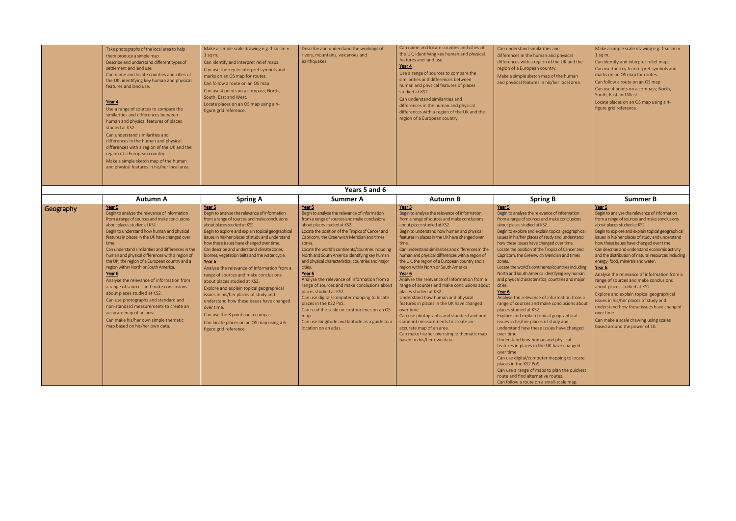| | | | | | | |
|---|---|---|---|---|---|---|
| | Take photographs of the local area to help them produce a simple map.<br>Describe and understand different types of settlement and land use.<br>Can name and locate counties and cities of the UK, identifying key human and physical features and land use.<br><br>**Year 4**<br>Use a range of sources to compare the similarities and differences between human and physical features of places studied at KS2.<br>Can understand similarities and differences in the human and physical differences with a region of the UK and the region of a European country.<br>Make a simple sketch map of the human and physical features in his/her local area. | Make a simple scale drawing e.g. 1 sq cm = 1 sq m.<br>Can identify and interpret relief maps.<br>Can use the key to interpret symbols and marks on an OS map for routes.<br>Can follow a route on an OS map<br>Can use 4 points on a compass; North, South, East and West.<br>Locate places on an OS map using a 4-figure grid reference. | Describe and understand the workings of rivers, mountains, volcanoes and earthquakes. | Can name and locate counties and cities of the UK, identifying key human and physical features and land use.<br>**Year 4**<br>Use a range of sources to compare the similarities and differences between human and physical features of places studied at KS2.<br>Can understand similarities and differences in the human and physical differences with a region of the UK and the region of a European country. | Can understand similarities and differences in the human and physical differences with a region of the UK and the region of a European country.<br>Make a simple sketch map of the human and physical features in his/her local area. | Make a simple scale drawing e.g. 1 sq cm = 1 sq m.<br>Can identify and interpret relief maps.<br>Can use the key to interpret symbols and marks on an OS map for routes.<br>Can follow a route on an OS map<br>Can use 4 points on a compass; North, South, East and West.<br>Locate places on an OS map using a 4-figure grid reference. |
| | | | **Years 5 and 6** | | | |
| | **Autumn A** | **Spring A** | **Summer A** | **Autumn B** | **Spring B** | **Summer B** |
| **Geography** | **Year 5**<br>Begin to analyse the relevance of information from a range of sources and make conclusions about places studied at KS2.<br>Begin to understand how human and physical features in places in the UK have changed over time.<br>Can understand similarities and differences in the human and physical differences with a region of the UK, the region of a European country and a region within North or South America.<br>**Year 6**<br>Analyse the relevance of information from a range of sources and make conclusions about places studied at KS2.<br>Can use photographs and standard and non-standard measurements to create an accurate map of an area.<br>Can make his/her own simple thematic map based on his/her own data. | **Year 5**<br>Begin to analyse the relevance of information from a range of sources and make conclusions about places studied at KS2.<br>Begin to explore and explain topical geographical issues in his/her places of study and understand how these issues have changed over time.<br>Can describe and understand climate zones, biomes, vegetation belts and the water cycle.<br>**Year 6**<br>Analyse the relevance of information from a range of sources and make conclusions about places studied at KS2.<br>Explore and explain topical geographical issues in his/her places of study and understand how these issues have changed over time.<br>Can use the 8 points on a compass.<br>Can locate places on an OS map using a 6-figure grid reference | **Year 5**<br>Begin to analyse the relevance of information from a range of sources and make conclusions about places studied at KS2.<br>Locate the position of the Tropics of Cancer and Capricorn, the Greenwich Meridian and times zones.<br>Locate the world's continents/countries including North and South America identifying key human and physical characteristics, countries and major cities.<br>**Year 6**<br>Analyse the relevance of information from a range of sources and make conclusions about places studied at KS2.<br>Can use digital/computer mapping to locate places in the KS2 PoS.<br>Can read the scale on contour lines on an OS map.<br>Can use longitude and latitude as a guide to a location on an atlas. | **Year 5**<br>Begin to analyse the relevance of information from a range of sources and make conclusions about places studied at KS2.<br>Begin to understand how human and physical features in places in the UK have changed over time.<br>Can understand similarities and differences in the human and physical differences with a region of the UK, the region of a European country and a region within North or South America<br>**Year 6**<br>Analyse the relevance of information from a range of sources and make conclusions about places studied at KS2.<br>Understand how human and physical features in places in the UK have changed over time.<br>Can use photographs and standard and non-standard measurements to create an accurate map of an area.<br>Can make his/her own simple thematic map based on his/her own data. | **Year 5**<br>Begin to analyse the relevance of information from a range of sources and make conclusions about places studied at KS2.<br>Begin to explore and explain topical geographical issues in his/her places of study and understand how these issues have changed over time.<br>Locate the position of the Tropics of Cancer and Capricorn, the Greenwich Meridian and times zones.<br>Locate the world's continents/countries including North and South America identifying key human and physical characteristics, countries and major cities.<br>**Year 6**<br>Analyse the relevance of information from a range of sources and make conclusions about places studied at KS2.<br>Explore and explain topical geographical issues in his/her places of study and understand how these issues have changed over time.<br>Understand how human and physical features in places in the UK have changed over time.<br>Can use digital/computer mapping to locate places in the KS2 PoS.<br>Can use a range of maps to plan the quickest route and find alternative routes.<br>Can follow a route on a small-scale map. | **Year 5**<br>Begin to analyse the relevance of information from a range of sources and make conclusions about places studied at KS2.<br>Begin to explore and explain topical geographical issues in his/her places of study and understand how these issues have changed over time.<br>Can describe and understand economic activity and the distribution of natural resources including energy, food, minerals and water.<br>**Year 6**<br>Analyse the relevance of information from a range of sources and make conclusions about places studied at KS2.<br>Explore and explain topical geographical issues in his/her places of study and understand how these issues have changed over time.<br>Can make a scale drawing using scales based around the power of 10. |